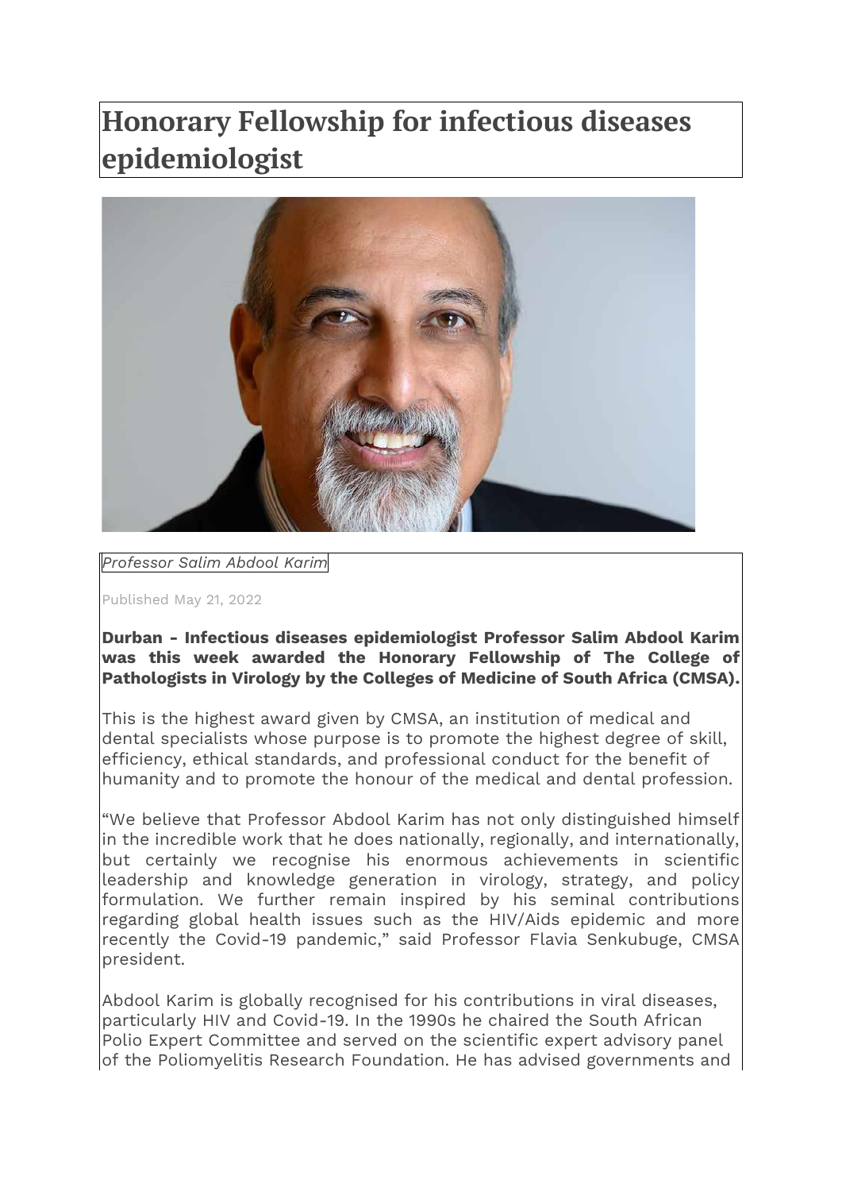# Honorary Fellowship for infectious diseases epidemiologist

*Professor Salim Abdool Karim*

Published May 21, 2022

**Durban - Infectious diseases epidemiologist Professor Salim Abdool Karim was this week awarded the Honorary Fellowship of The College of Pathologists in Virology by the Colleges of Medicine of South Africa (CMSA).**

This is the highest award given by CMSA, an institution of medical and dental specialists whose purpose is to promote the highest degree of skill, efficiency, ethical standards, and professional conduct for the benefit of humanity and to promote the honour of the medical and dental profession.

"We believe that Professor Abdool Karim has not only distinguished himself in the incredible work that he does nationally, regionally, and internationally, but certainly we recognise his enormous achievements in scientific leadership and knowledge generation in virology, strategy, and policy formulation. We further remain inspired by his seminal contributions regarding global health issues such as the HIV/Aids epidemic and more recently the Covid-19 pandemic," said Professor Flavia Senkubuge, CMSA president.

Abdool Karim is globally recognised for his contributions in viral diseases, particularly HIV and Covid-19. In the 1990s he chaired the South African Polio Expert Committee and served on the scientific expert advisory panel of the Poliomyelitis Research Foundation. He has advised governments and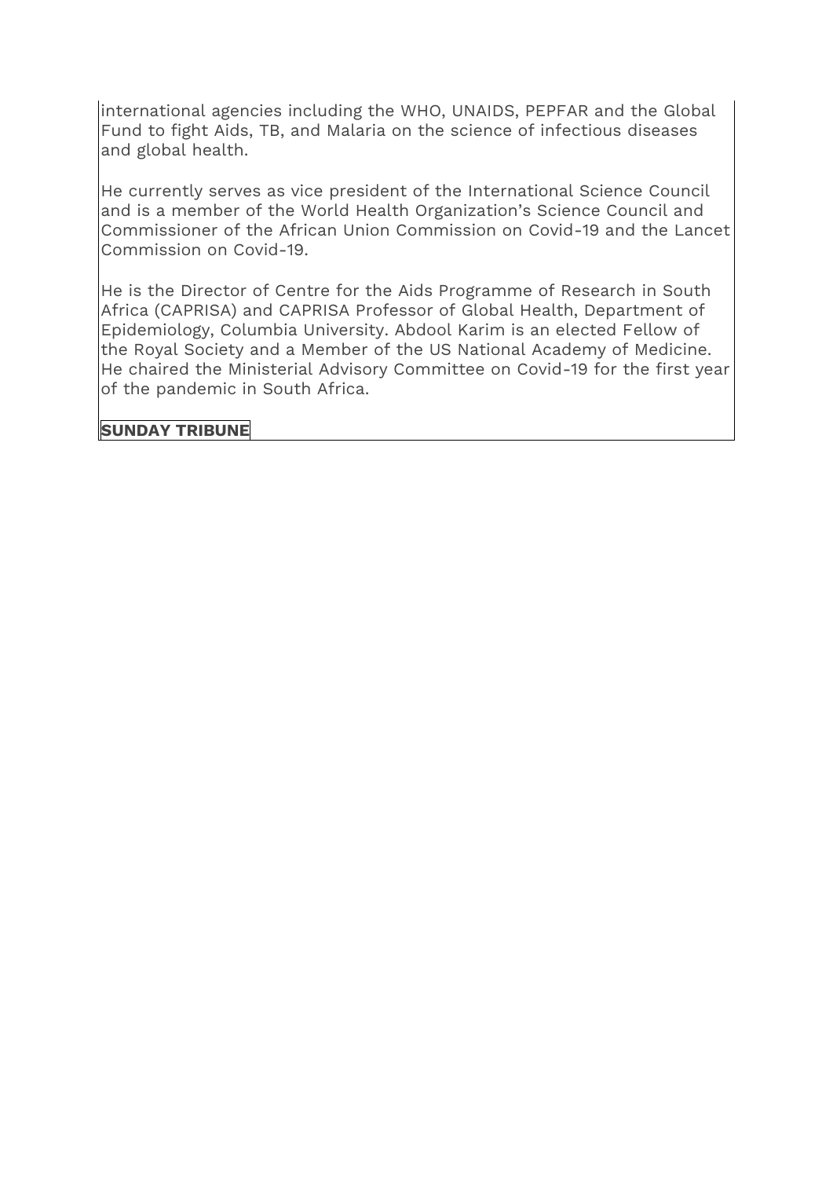international agencies including the WHO, UNAIDS, PEPFAR and the Global Fund to fight Aids, TB, and Malaria on the science of infectious diseases and global health.

He currently serves as vice president of the International Science Council and is a member of the World Health Organization's Science Council and Commissioner of the African Union Commission on Covid-19 and the Lancet Commission on Covid-19.

He is the Director of Centre for the Aids Programme of Research in South Africa (CAPRISA) and CAPRISA Professor of Global Health, Department of Epidemiology, Columbia University. Abdool Karim is an elected Fellow of the Royal Society and a Member of the US National Academy of Medicine. He chaired the Ministerial Advisory Committee on Covid-19 for the first year of the pandemic in South Africa.

**SUNDAY TRIBUNE**